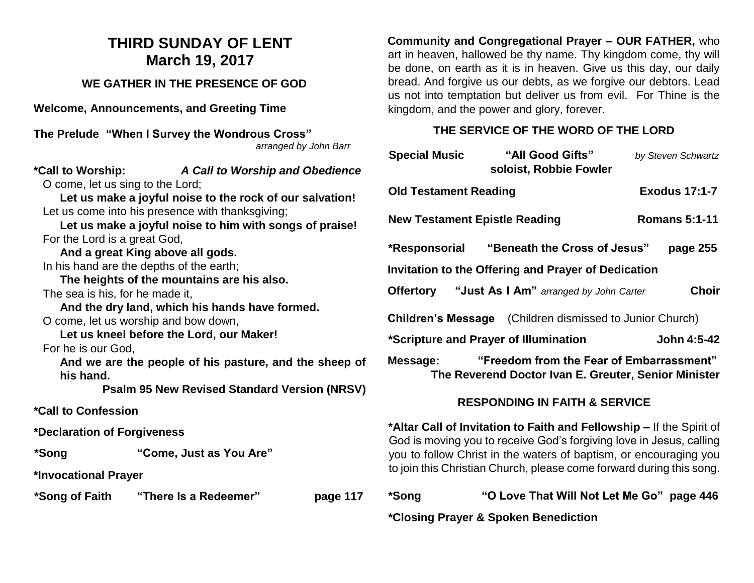# THIRD SUNDAY OF LENT
# March 19, 2017

### WE GATHER IN THE PRESENCE OF GOD

**Welcome, Announcements, and Greeting Time**

**The Prelude "When I Survey the Wondrous Cross"**
*arranged by John Barr*

**\*Call to Worship:** ***A Call to Worship and Obedience***

O come, let us sing to the Lord;
**Let us make a joyful noise to the rock of our salvation!**
Let us come into his presence with thanksgiving;
**Let us make a joyful noise to him with songs of praise!**
For the Lord is a great God,
**And a great King above all gods.**
In his hand are the depths of the earth;
**The heights of the mountains are his also.**
The sea is his, for he made it,
**And the dry land, which his hands have formed.**
O come, let us worship and bow down,
**Let us kneel before the Lord, our Maker!**
For he is our God,
**And we are the people of his pasture, and the sheep of his hand.**
**Psalm 95 New Revised Standard Version (NRSV)**

**\*Call to Confession**

**\*Declaration of Forgiveness**

**\*Song "Come, Just as You Are"**

**\*Invocational Prayer**

**\*Song of Faith "There Is a Redeemer" page 117**

**Community and Congregational Prayer – OUR FATHER,** who art in heaven, hallowed be thy name. Thy kingdom come, thy will be done, on earth as it is in heaven. Give us this day, our daily bread. And forgive us our debts, as we forgive our debtors. Lead us not into temptation but deliver us from evil. For Thine is the kingdom, and the power and glory, forever.

### THE SERVICE OF THE WORD OF THE LORD

**Special Music "All Good Gifts"** *by Steven Schwartz*
**soloist, Robbie Fowler**

**Old Testament Reading Exodus 17:1-7**

**New Testament Epistle Reading Romans 5:1-11**

**\*Responsorial "Beneath the Cross of Jesus" page 255**

**Invitation to the Offering and Prayer of Dedication**

**Offertory "Just As I Am"** *arranged by John Carter* **Choir**

**Children's Message** (Children dismissed to Junior Church)

**\*Scripture and Prayer of Illumination John 4:5-42**

**Message: "Freedom from the Fear of Embarrassment"**
**The Reverend Doctor Ivan E. Greuter, Senior Minister**

### RESPONDING IN FAITH & SERVICE

**\*Altar Call of Invitation to Faith and Fellowship –** If the Spirit of God is moving you to receive God's forgiving love in Jesus, calling you to follow Christ in the waters of baptism, or encouraging you to join this Christian Church, please come forward during this song.

**\*Song "O Love That Will Not Let Me Go" page 446**

**\*Closing Prayer & Spoken Benediction**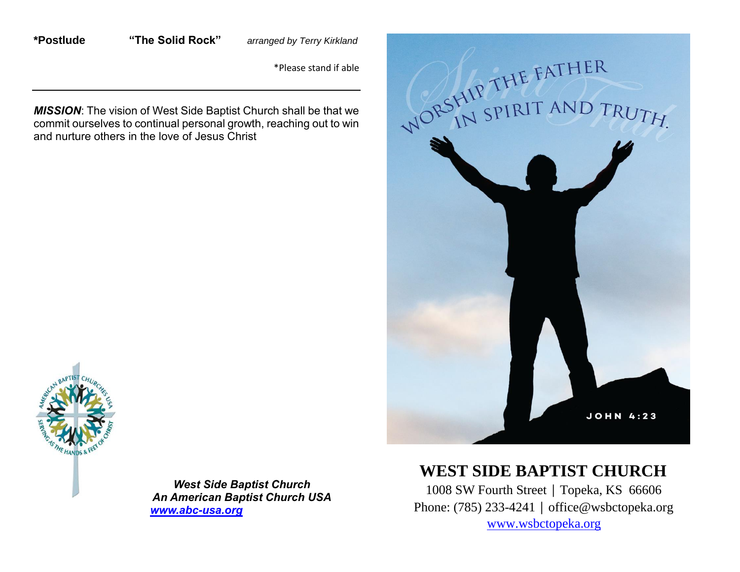**\*Postlude** **"The Solid Rock"** *arranged by Terry Kirkland*

\*Please stand if able

***MISSION***: The vision of West Side Baptist Church shall be that we commit ourselves to continual personal growth, reaching out to win and nurture others in the love of Jesus Christ

***West Side Baptist Church***
***An American Baptist Church USA***
***[www.abc-usa.org](http://www.abc-usa.org)***

WORSHIP THE FATHER IN SPIRIT AND TRUTH.

JOHN 4:23

# WEST SIDE BAPTIST CHURCH

1008 SW Fourth Street | Topeka, KS 66606
Phone: (785) 233-4241 | office@wsbctopeka.org
[www.wsbctopeka.org](http://www.wsbctopeka.org)